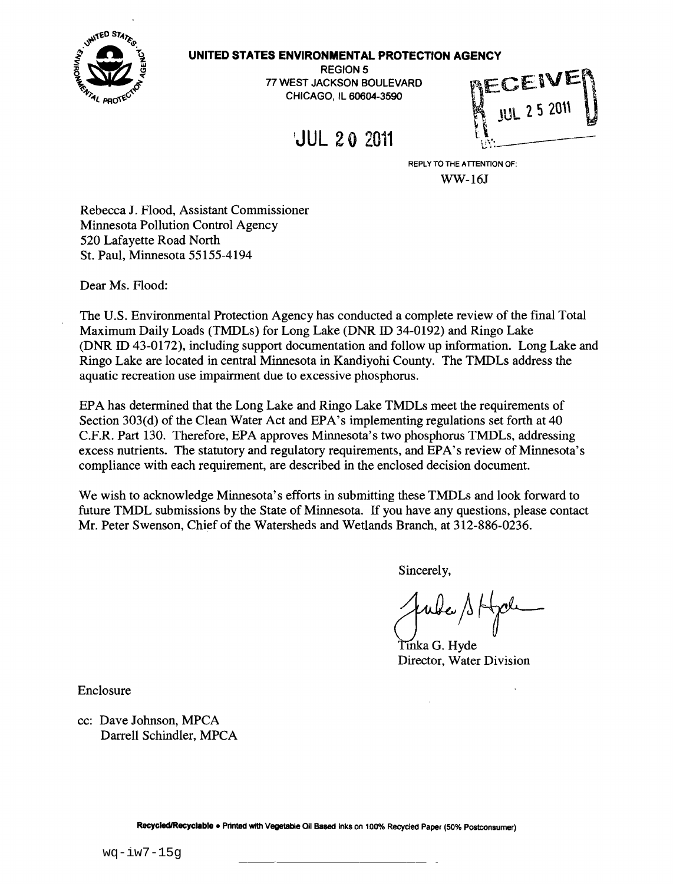**UNITED STATES ENVIRONMENTAL PROTECTION AGENCY**

REGION 5
77 WEST JACKSON BOULEVARD
CHICAGO, IL 60604-3590

RECEIVED
JUL 25 2011

JUL 20 2011

REPLY TO THE ATTENTION OF:
WW-16J

Rebecca J. Flood, Assistant Commissioner
Minnesota Pollution Control Agency
520 Lafayette Road North
St. Paul, Minnesota 55155-4194

Dear Ms. Flood:

The U.S. Environmental Protection Agency has conducted a complete review of the final Total Maximum Daily Loads (TMDLs) for Long Lake (DNR ID 34-0192) and Ringo Lake (DNR ID 43-0172), including support documentation and follow up information. Long Lake and Ringo Lake are located in central Minnesota in Kandiyohi County. The TMDLs address the aquatic recreation use impairment due to excessive phosphorus.

EPA has determined that the Long Lake and Ringo Lake TMDLs meet the requirements of Section 303(d) of the Clean Water Act and EPA's implementing regulations set forth at 40 C.F.R. Part 130. Therefore, EPA approves Minnesota's two phosphorus TMDLs, addressing excess nutrients. The statutory and regulatory requirements, and EPA's review of Minnesota's compliance with each requirement, are described in the enclosed decision document.

We wish to acknowledge Minnesota's efforts in submitting these TMDLs and look forward to future TMDL submissions by the State of Minnesota. If you have any questions, please contact Mr. Peter Swenson, Chief of the Watersheds and Wetlands Branch, at 312-886-0236.

Sincerely,

Tinka G. Hyde
Director, Water Division

Enclosure

cc: Dave Johnson, MPCA
Darrell Schindler, MPCA

Recycled/Recyclable • Printed with Vegetable Oil Based Inks on 100% Recycled Paper (50% Postconsumer)

wq-iw7-15g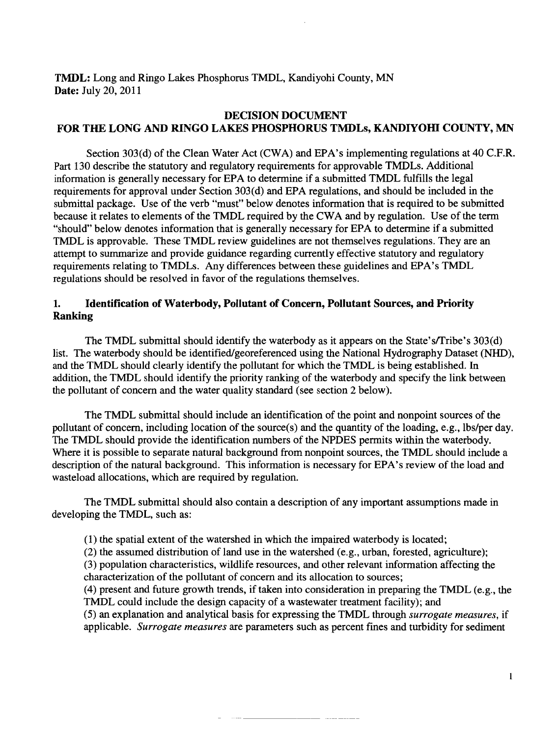**TMDL:** Long and Ringo Lakes Phosphorus TMDL, Kandiyohi County, MN
**Date:** July 20, 2011

## DECISION DOCUMENT
## FOR THE LONG AND RINGO LAKES PHOSPHORUS TMDLs, KANDIYOHI COUNTY, MN

Section 303(d) of the Clean Water Act (CWA) and EPA's implementing regulations at 40 C.F.R. Part 130 describe the statutory and regulatory requirements for approvable TMDLs. Additional information is generally necessary for EPA to determine if a submitted TMDL fulfills the legal requirements for approval under Section 303(d) and EPA regulations, and should be included in the submittal package. Use of the verb "must" below denotes information that is required to be submitted because it relates to elements of the TMDL required by the CWA and by regulation. Use of the term "should" below denotes information that is generally necessary for EPA to determine if a submitted TMDL is approvable. These TMDL review guidelines are not themselves regulations. They are an attempt to summarize and provide guidance regarding currently effective statutory and regulatory requirements relating to TMDLs. Any differences between these guidelines and EPA's TMDL regulations should be resolved in favor of the regulations themselves.

### 1. Identification of Waterbody, Pollutant of Concern, Pollutant Sources, and Priority Ranking

The TMDL submittal should identify the waterbody as it appears on the State's/Tribe's 303(d) list. The waterbody should be identified/georeferenced using the National Hydrography Dataset (NHD), and the TMDL should clearly identify the pollutant for which the TMDL is being established. In addition, the TMDL should identify the priority ranking of the waterbody and specify the link between the pollutant of concern and the water quality standard (see section 2 below).

The TMDL submittal should include an identification of the point and nonpoint sources of the pollutant of concern, including location of the source(s) and the quantity of the loading, e.g., lbs/per day. The TMDL should provide the identification numbers of the NPDES permits within the waterbody. Where it is possible to separate natural background from nonpoint sources, the TMDL should include a description of the natural background. This information is necessary for EPA's review of the load and wasteload allocations, which are required by regulation.

The TMDL submittal should also contain a description of any important assumptions made in developing the TMDL, such as:

(1) the spatial extent of the watershed in which the impaired waterbody is located;
(2) the assumed distribution of land use in the watershed (e.g., urban, forested, agriculture);
(3) population characteristics, wildlife resources, and other relevant information affecting the characterization of the pollutant of concern and its allocation to sources;
(4) present and future growth trends, if taken into consideration in preparing the TMDL (e.g., the TMDL could include the design capacity of a wastewater treatment facility); and
(5) an explanation and analytical basis for expressing the TMDL through *surrogate measures*, if applicable. *Surrogate measures* are parameters such as percent fines and turbidity for sediment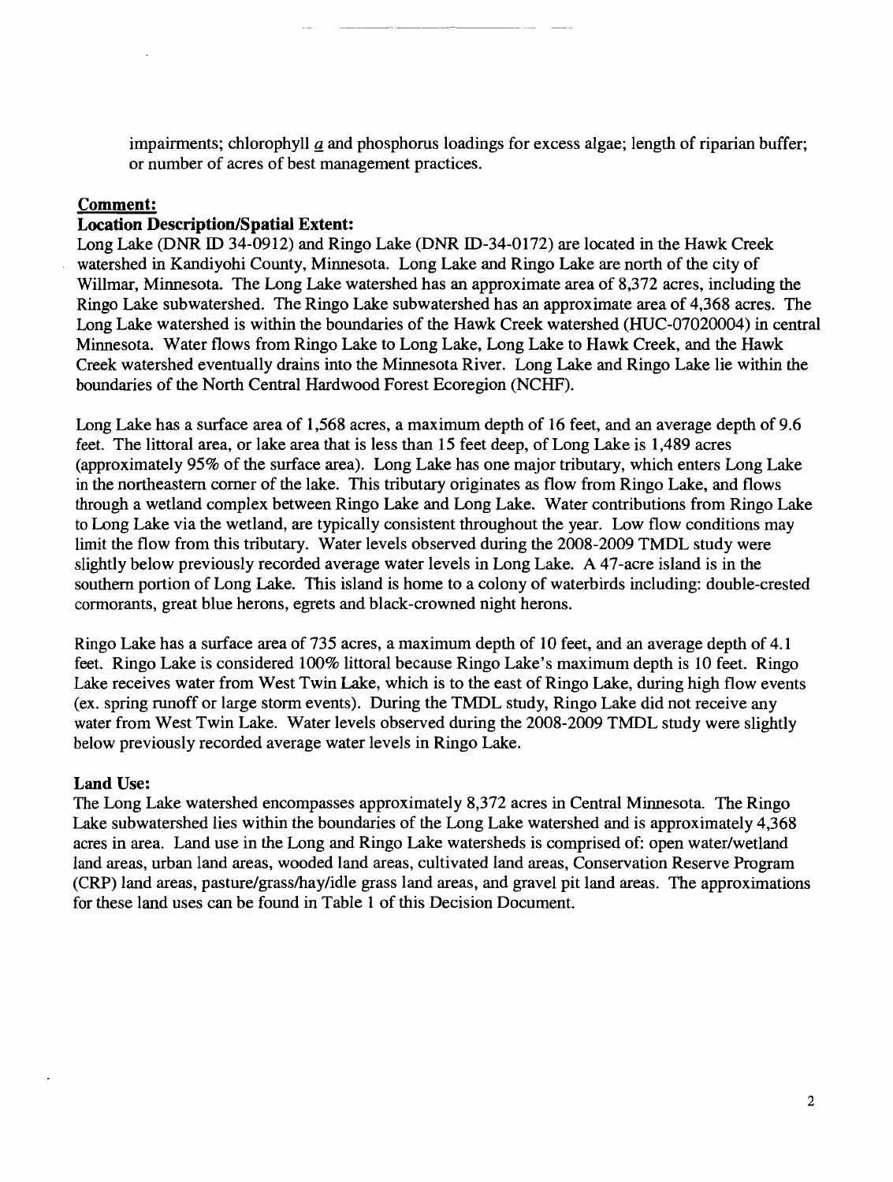impairments; chlorophyll *a* and phosphorus loadings for excess algae; length of riparian buffer; or number of acres of best management practices.

**Comment:**

**Location Description/Spatial Extent:**

Long Lake (DNR ID 34-0912) and Ringo Lake (DNR ID-34-0172) are located in the Hawk Creek watershed in Kandiyohi County, Minnesota. Long Lake and Ringo Lake are north of the city of Willmar, Minnesota. The Long Lake watershed has an approximate area of 8,372 acres, including the Ringo Lake subwatershed. The Ringo Lake subwatershed has an approximate area of 4,368 acres. The Long Lake watershed is within the boundaries of the Hawk Creek watershed (HUC-07020004) in central Minnesota. Water flows from Ringo Lake to Long Lake, Long Lake to Hawk Creek, and the Hawk Creek watershed eventually drains into the Minnesota River. Long Lake and Ringo Lake lie within the boundaries of the North Central Hardwood Forest Ecoregion (NCHF).

Long Lake has a surface area of 1,568 acres, a maximum depth of 16 feet, and an average depth of 9.6 feet. The littoral area, or lake area that is less than 15 feet deep, of Long Lake is 1,489 acres (approximately 95% of the surface area). Long Lake has one major tributary, which enters Long Lake in the northeastern corner of the lake. This tributary originates as flow from Ringo Lake, and flows through a wetland complex between Ringo Lake and Long Lake. Water contributions from Ringo Lake to Long Lake via the wetland, are typically consistent throughout the year. Low flow conditions may limit the flow from this tributary. Water levels observed during the 2008-2009 TMDL study were slightly below previously recorded average water levels in Long Lake. A 47-acre island is in the southern portion of Long Lake. This island is home to a colony of waterbirds including: double-crested cormorants, great blue herons, egrets and black-crowned night herons.

Ringo Lake has a surface area of 735 acres, a maximum depth of 10 feet, and an average depth of 4.1 feet. Ringo Lake is considered 100% littoral because Ringo Lake's maximum depth is 10 feet. Ringo Lake receives water from West Twin Lake, which is to the east of Ringo Lake, during high flow events (ex. spring runoff or large storm events). During the TMDL study, Ringo Lake did not receive any water from West Twin Lake. Water levels observed during the 2008-2009 TMDL study were slightly below previously recorded average water levels in Ringo Lake.

**Land Use:**

The Long Lake watershed encompasses approximately 8,372 acres in Central Minnesota. The Ringo Lake subwatershed lies within the boundaries of the Long Lake watershed and is approximately 4,368 acres in area. Land use in the Long and Ringo Lake watersheds is comprised of: open water/wetland land areas, urban land areas, wooded land areas, cultivated land areas, Conservation Reserve Program (CRP) land areas, pasture/grass/hay/idle grass land areas, and gravel pit land areas. The approximations for these land uses can be found in Table 1 of this Decision Document.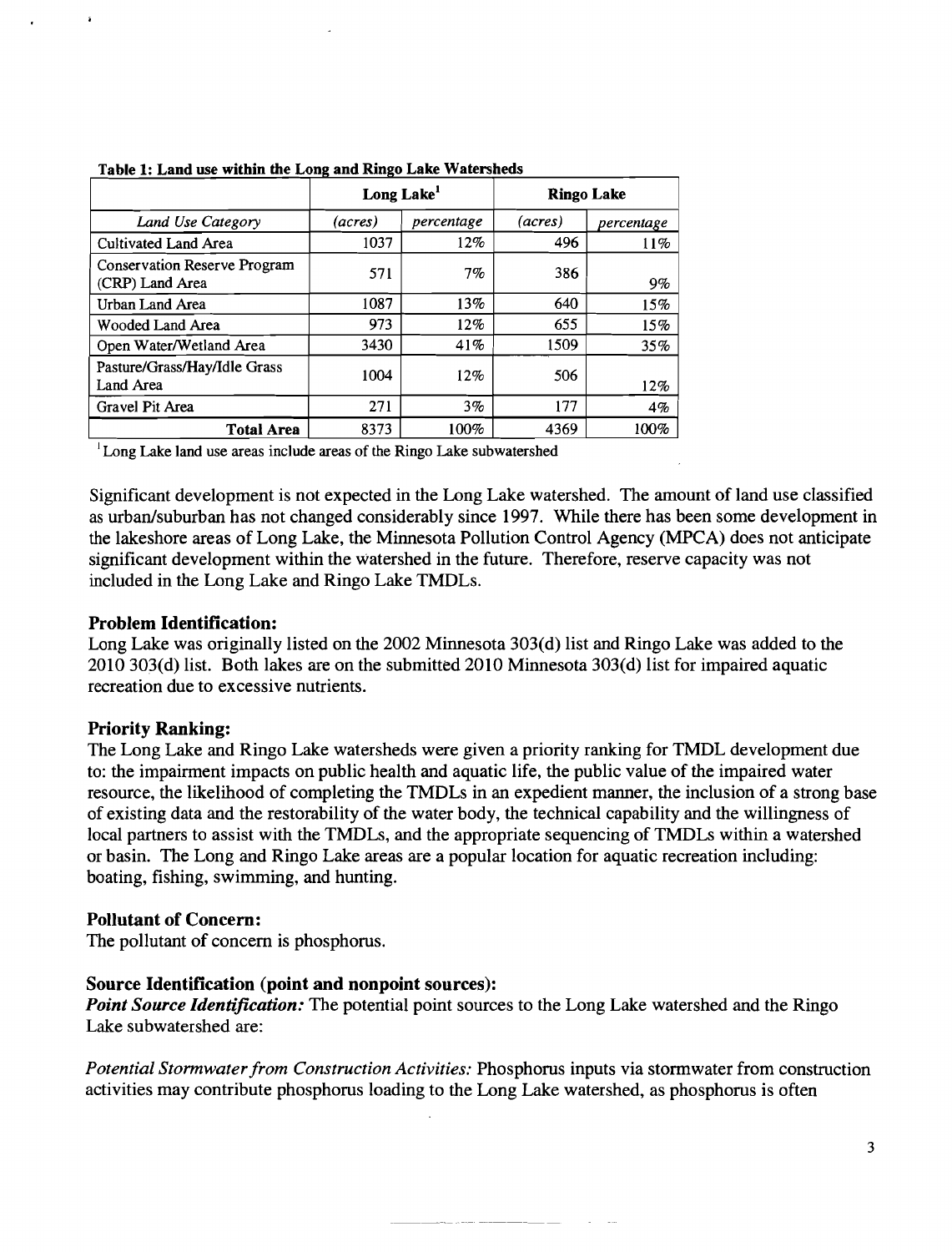**Table 1: Land use within the Long and Ringo Lake Watersheds**

| | Long Lake[1] | | Ringo Lake | |
|---|---|---|---|---|
| *Land Use Category* | *(acres)* | *percentage* | *(acres)* | *percentage* |
| Cultivated Land Area | 1037 | 12% | 496 | 11% |
| Conservation Reserve Program (CRP) Land Area | 571 | 7% | 386 | 9% |
| Urban Land Area | 1087 | 13% | 640 | 15% |
| Wooded Land Area | 973 | 12% | 655 | 15% |
| Open Water/Wetland Area | 3430 | 41% | 1509 | 35% |
| Pasture/Grass/Hay/Idle Grass Land Area | 1004 | 12% | 506 | 12% |
| Gravel Pit Area | 271 | 3% | 177 | 4% |
| **Total Area** | 8373 | 100% | 4369 | 100% |

[1] Long Lake land use areas include areas of the Ringo Lake subwatershed

Significant development is not expected in the Long Lake watershed. The amount of land use classified as urban/suburban has not changed considerably since 1997. While there has been some development in the lakeshore areas of Long Lake, the Minnesota Pollution Control Agency (MPCA) does not anticipate significant development within the watershed in the future. Therefore, reserve capacity was not included in the Long Lake and Ringo Lake TMDLs.

### Problem Identification:

Long Lake was originally listed on the 2002 Minnesota 303(d) list and Ringo Lake was added to the 2010 303(d) list. Both lakes are on the submitted 2010 Minnesota 303(d) list for impaired aquatic recreation due to excessive nutrients.

### Priority Ranking:

The Long Lake and Ringo Lake watersheds were given a priority ranking for TMDL development due to: the impairment impacts on public health and aquatic life, the public value of the impaired water resource, the likelihood of completing the TMDLs in an expedient manner, the inclusion of a strong base of existing data and the restorability of the water body, the technical capability and the willingness of local partners to assist with the TMDLs, and the appropriate sequencing of TMDLs within a watershed or basin. The Long and Ringo Lake areas are a popular location for aquatic recreation including: boating, fishing, swimming, and hunting.

### Pollutant of Concern:

The pollutant of concern is phosphorus.

### Source Identification (point and nonpoint sources):

***Point Source Identification:*** The potential point sources to the Long Lake watershed and the Ringo Lake subwatershed are:

*Potential Stormwater from Construction Activities:* Phosphorus inputs via stormwater from construction activities may contribute phosphorus loading to the Long Lake watershed, as phosphorus is often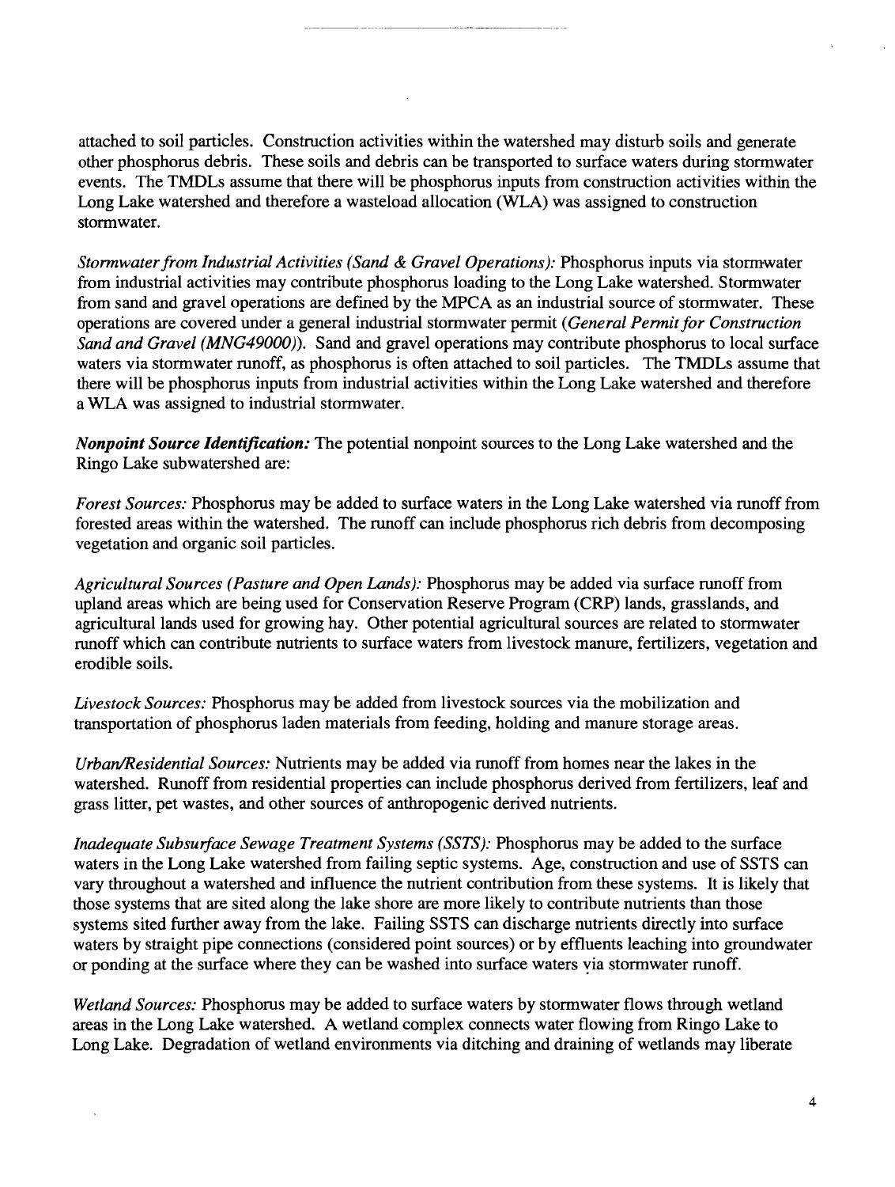attached to soil particles. Construction activities within the watershed may disturb soils and generate other phosphorus debris. These soils and debris can be transported to surface waters during stormwater events. The TMDLs assume that there will be phosphorus inputs from construction activities within the Long Lake watershed and therefore a wasteload allocation (WLA) was assigned to construction stormwater.

*Stormwater from Industrial Activities (Sand & Gravel Operations):* Phosphorus inputs via stormwater from industrial activities may contribute phosphorus loading to the Long Lake watershed. Stormwater from sand and gravel operations are defined by the MPCA as an industrial source of stormwater. These operations are covered under a general industrial stormwater permit (*General Permit for Construction Sand and Gravel (MNG49000)*). Sand and gravel operations may contribute phosphorus to local surface waters via stormwater runoff, as phosphorus is often attached to soil particles. The TMDLs assume that there will be phosphorus inputs from industrial activities within the Long Lake watershed and therefore a WLA was assigned to industrial stormwater.

***Nonpoint Source Identification:*** The potential nonpoint sources to the Long Lake watershed and the Ringo Lake subwatershed are:

*Forest Sources:* Phosphorus may be added to surface waters in the Long Lake watershed via runoff from forested areas within the watershed. The runoff can include phosphorus rich debris from decomposing vegetation and organic soil particles.

*Agricultural Sources (Pasture and Open Lands):* Phosphorus may be added via surface runoff from upland areas which are being used for Conservation Reserve Program (CRP) lands, grasslands, and agricultural lands used for growing hay. Other potential agricultural sources are related to stormwater runoff which can contribute nutrients to surface waters from livestock manure, fertilizers, vegetation and erodible soils.

*Livestock Sources:* Phosphorus may be added from livestock sources via the mobilization and transportation of phosphorus laden materials from feeding, holding and manure storage areas.

*Urban/Residential Sources:* Nutrients may be added via runoff from homes near the lakes in the watershed. Runoff from residential properties can include phosphorus derived from fertilizers, leaf and grass litter, pet wastes, and other sources of anthropogenic derived nutrients.

*Inadequate Subsurface Sewage Treatment Systems (SSTS):* Phosphorus may be added to the surface waters in the Long Lake watershed from failing septic systems. Age, construction and use of SSTS can vary throughout a watershed and influence the nutrient contribution from these systems. It is likely that those systems that are sited along the lake shore are more likely to contribute nutrients than those systems sited further away from the lake. Failing SSTS can discharge nutrients directly into surface waters by straight pipe connections (considered point sources) or by effluents leaching into groundwater or ponding at the surface where they can be washed into surface waters via stormwater runoff.

*Wetland Sources:* Phosphorus may be added to surface waters by stormwater flows through wetland areas in the Long Lake watershed. A wetland complex connects water flowing from Ringo Lake to Long Lake. Degradation of wetland environments via ditching and draining of wetlands may liberate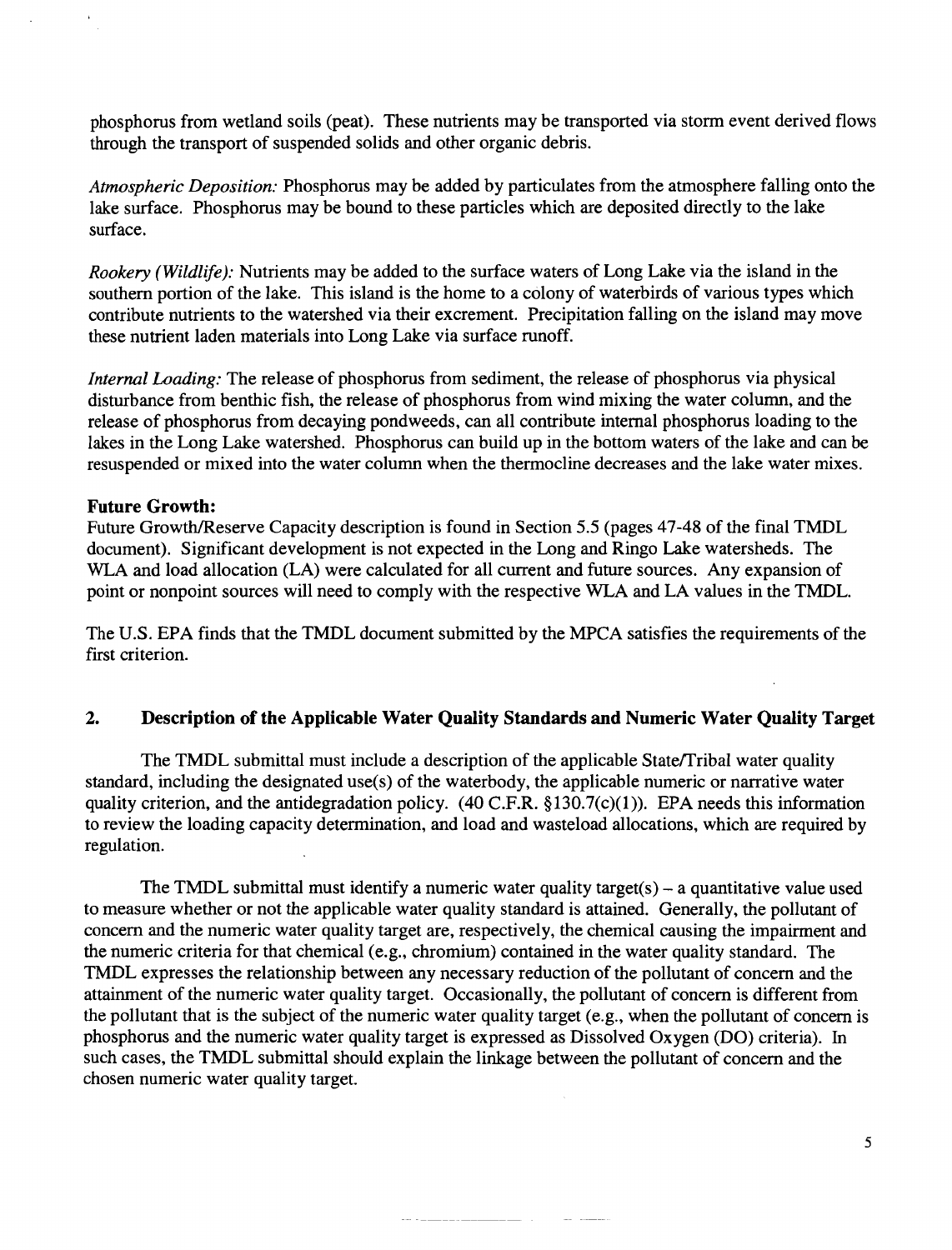phosphorus from wetland soils (peat). These nutrients may be transported via storm event derived flows through the transport of suspended solids and other organic debris.

*Atmospheric Deposition:* Phosphorus may be added by particulates from the atmosphere falling onto the lake surface. Phosphorus may be bound to these particles which are deposited directly to the lake surface.

*Rookery (Wildlife):* Nutrients may be added to the surface waters of Long Lake via the island in the southern portion of the lake. This island is the home to a colony of waterbirds of various types which contribute nutrients to the watershed via their excrement. Precipitation falling on the island may move these nutrient laden materials into Long Lake via surface runoff.

*Internal Loading:* The release of phosphorus from sediment, the release of phosphorus via physical disturbance from benthic fish, the release of phosphorus from wind mixing the water column, and the release of phosphorus from decaying pondweeds, can all contribute internal phosphorus loading to the lakes in the Long Lake watershed. Phosphorus can build up in the bottom waters of the lake and can be resuspended or mixed into the water column when the thermocline decreases and the lake water mixes.

**Future Growth:**
Future Growth/Reserve Capacity description is found in Section 5.5 (pages 47-48 of the final TMDL document). Significant development is not expected in the Long and Ringo Lake watersheds. The WLA and load allocation (LA) were calculated for all current and future sources. Any expansion of point or nonpoint sources will need to comply with the respective WLA and LA values in the TMDL.

The U.S. EPA finds that the TMDL document submitted by the MPCA satisfies the requirements of the first criterion.

## 2. Description of the Applicable Water Quality Standards and Numeric Water Quality Target

The TMDL submittal must include a description of the applicable State/Tribal water quality standard, including the designated use(s) of the waterbody, the applicable numeric or narrative water quality criterion, and the antidegradation policy. (40 C.F.R. §130.7(c)(1)). EPA needs this information to review the loading capacity determination, and load and wasteload allocations, which are required by regulation.

The TMDL submittal must identify a numeric water quality target(s) – a quantitative value used to measure whether or not the applicable water quality standard is attained. Generally, the pollutant of concern and the numeric water quality target are, respectively, the chemical causing the impairment and the numeric criteria for that chemical (e.g., chromium) contained in the water quality standard. The TMDL expresses the relationship between any necessary reduction of the pollutant of concern and the attainment of the numeric water quality target. Occasionally, the pollutant of concern is different from the pollutant that is the subject of the numeric water quality target (e.g., when the pollutant of concern is phosphorus and the numeric water quality target is expressed as Dissolved Oxygen (DO) criteria). In such cases, the TMDL submittal should explain the linkage between the pollutant of concern and the chosen numeric water quality target.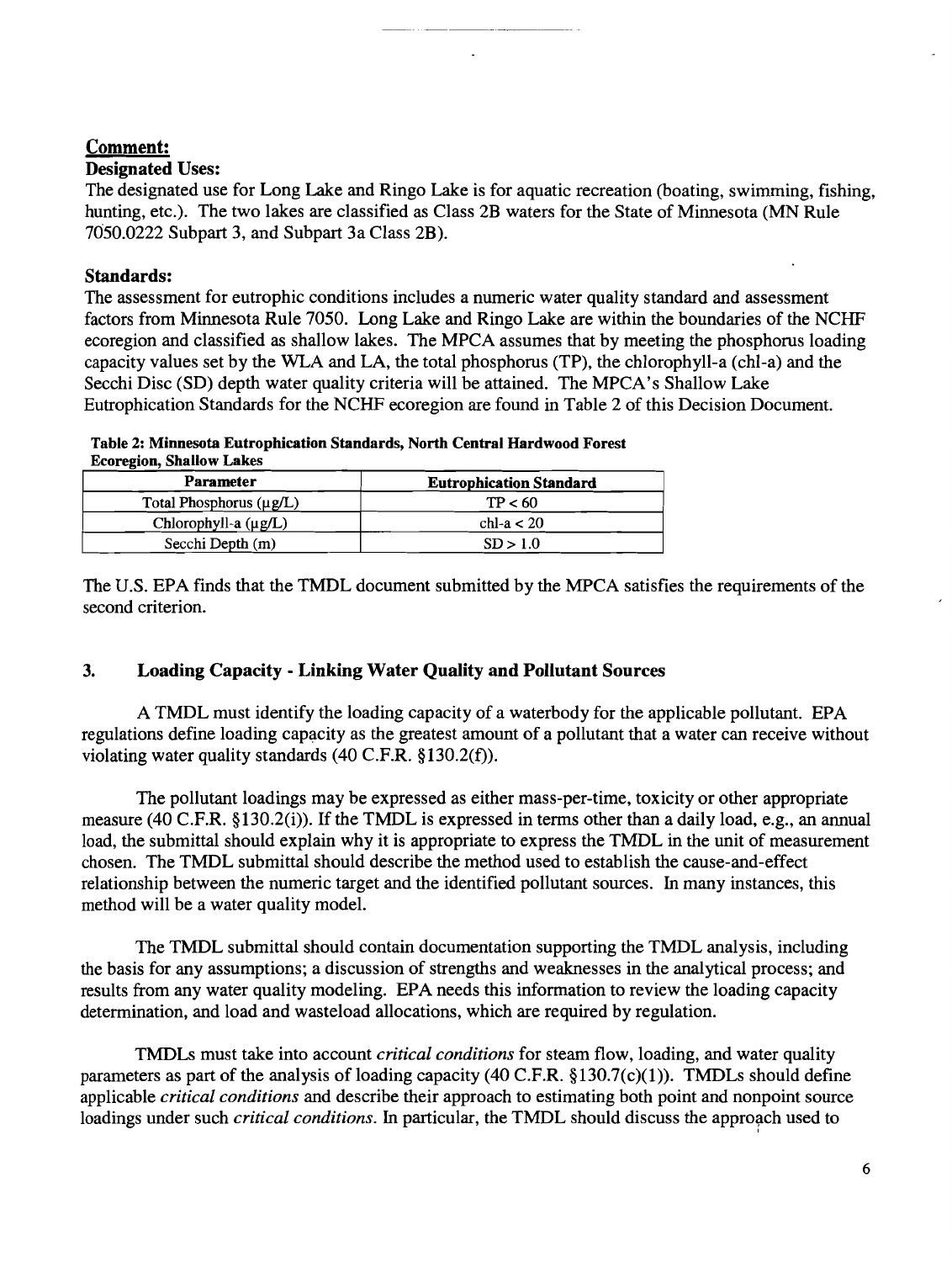## Comment:

**Designated Uses:**

The designated use for Long Lake and Ringo Lake is for aquatic recreation (boating, swimming, fishing, hunting, etc.). The two lakes are classified as Class 2B waters for the State of Minnesota (MN Rule 7050.0222 Subpart 3, and Subpart 3a Class 2B).

**Standards:**

The assessment for eutrophic conditions includes a numeric water quality standard and assessment factors from Minnesota Rule 7050. Long Lake and Ringo Lake are within the boundaries of the NCHF ecoregion and classified as shallow lakes. The MPCA assumes that by meeting the phosphorus loading capacity values set by the WLA and LA, the total phosphorus (TP), the chlorophyll-a (chl-a) and the Secchi Disc (SD) depth water quality criteria will be attained. The MPCA's Shallow Lake Eutrophication Standards for the NCHF ecoregion are found in Table 2 of this Decision Document.

**Table 2: Minnesota Eutrophication Standards, North Central Hardwood Forest Ecoregion, Shallow Lakes**

| Parameter | Eutrophication Standard |
|---|---|
| Total Phosphorus (µg/L) | TP < 60 |
| Chlorophyll-a (µg/L) | chl-a < 20 |
| Secchi Depth (m) | SD > 1.0 |

The U.S. EPA finds that the TMDL document submitted by the MPCA satisfies the requirements of the second criterion.

## 3. Loading Capacity - Linking Water Quality and Pollutant Sources

A TMDL must identify the loading capacity of a waterbody for the applicable pollutant. EPA regulations define loading capacity as the greatest amount of a pollutant that a water can receive without violating water quality standards (40 C.F.R. §130.2(f)).

The pollutant loadings may be expressed as either mass-per-time, toxicity or other appropriate measure (40 C.F.R. §130.2(i)). If the TMDL is expressed in terms other than a daily load, e.g., an annual load, the submittal should explain why it is appropriate to express the TMDL in the unit of measurement chosen. The TMDL submittal should describe the method used to establish the cause-and-effect relationship between the numeric target and the identified pollutant sources. In many instances, this method will be a water quality model.

The TMDL submittal should contain documentation supporting the TMDL analysis, including the basis for any assumptions; a discussion of strengths and weaknesses in the analytical process; and results from any water quality modeling. EPA needs this information to review the loading capacity determination, and load and wasteload allocations, which are required by regulation.

TMDLs must take into account *critical conditions* for steam flow, loading, and water quality parameters as part of the analysis of loading capacity (40 C.F.R. §130.7(c)(1)). TMDLs should define applicable *critical conditions* and describe their approach to estimating both point and nonpoint source loadings under such *critical conditions*. In particular, the TMDL should discuss the approach used to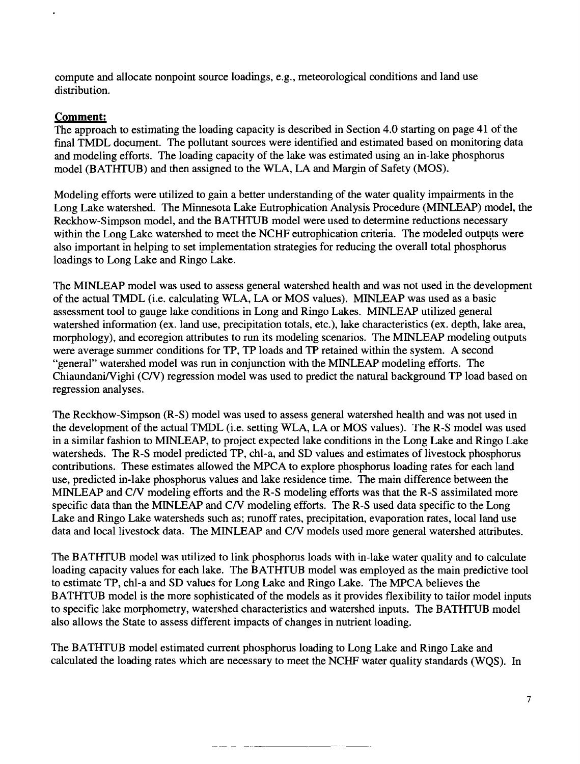compute and allocate nonpoint source loadings, e.g., meteorological conditions and land use distribution.

**Comment:**

The approach to estimating the loading capacity is described in Section 4.0 starting on page 41 of the final TMDL document. The pollutant sources were identified and estimated based on monitoring data and modeling efforts. The loading capacity of the lake was estimated using an in-lake phosphorus model (BATHTUB) and then assigned to the WLA, LA and Margin of Safety (MOS).

Modeling efforts were utilized to gain a better understanding of the water quality impairments in the Long Lake watershed. The Minnesota Lake Eutrophication Analysis Procedure (MINLEAP) model, the Reckhow-Simpson model, and the BATHTUB model were used to determine reductions necessary within the Long Lake watershed to meet the NCHF eutrophication criteria. The modeled outputs were also important in helping to set implementation strategies for reducing the overall total phosphorus loadings to Long Lake and Ringo Lake.

The MINLEAP model was used to assess general watershed health and was not used in the development of the actual TMDL (i.e. calculating WLA, LA or MOS values). MINLEAP was used as a basic assessment tool to gauge lake conditions in Long and Ringo Lakes. MINLEAP utilized general watershed information (ex. land use, precipitation totals, etc.), lake characteristics (ex. depth, lake area, morphology), and ecoregion attributes to run its modeling scenarios. The MINLEAP modeling outputs were average summer conditions for TP, TP loads and TP retained within the system. A second "general" watershed model was run in conjunction with the MINLEAP modeling efforts. The Chiaundani/Vighi (C/V) regression model was used to predict the natural background TP load based on regression analyses.

The Reckhow-Simpson (R-S) model was used to assess general watershed health and was not used in the development of the actual TMDL (i.e. setting WLA, LA or MOS values). The R-S model was used in a similar fashion to MINLEAP, to project expected lake conditions in the Long Lake and Ringo Lake watersheds. The R-S model predicted TP, chl-a, and SD values and estimates of livestock phosphorus contributions. These estimates allowed the MPCA to explore phosphorus loading rates for each land use, predicted in-lake phosphorus values and lake residence time. The main difference between the MINLEAP and C/V modeling efforts and the R-S modeling efforts was that the R-S assimilated more specific data than the MINLEAP and C/V modeling efforts. The R-S used data specific to the Long Lake and Ringo Lake watersheds such as; runoff rates, precipitation, evaporation rates, local land use data and local livestock data. The MINLEAP and C/V models used more general watershed attributes.

The BATHTUB model was utilized to link phosphorus loads with in-lake water quality and to calculate loading capacity values for each lake. The BATHTUB model was employed as the main predictive tool to estimate TP, chl-a and SD values for Long Lake and Ringo Lake. The MPCA believes the BATHTUB model is the more sophisticated of the models as it provides flexibility to tailor model inputs to specific lake morphometry, watershed characteristics and watershed inputs. The BATHTUB model also allows the State to assess different impacts of changes in nutrient loading.

The BATHTUB model estimated current phosphorus loading to Long Lake and Ringo Lake and calculated the loading rates which are necessary to meet the NCHF water quality standards (WQS). In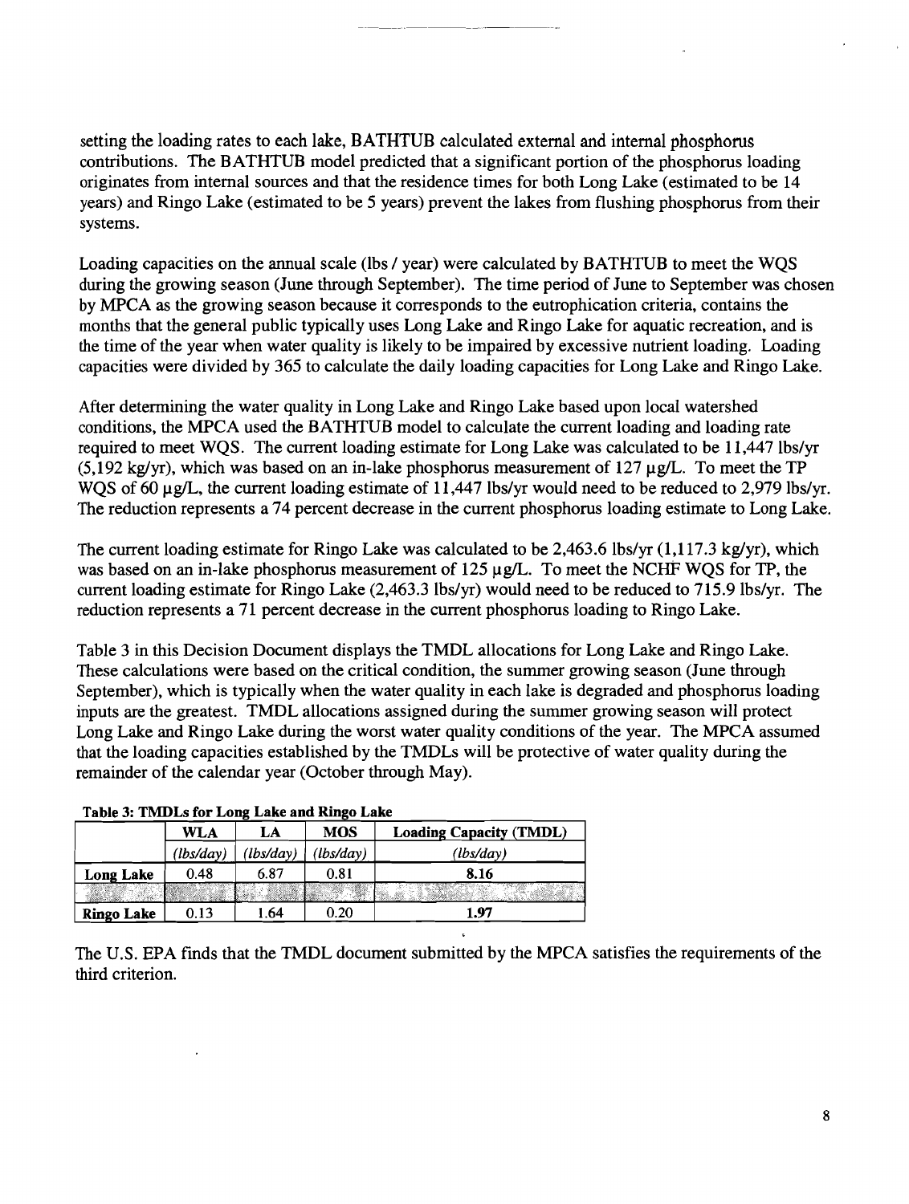setting the loading rates to each lake, BATHTUB calculated external and internal phosphorus contributions. The BATHTUB model predicted that a significant portion of the phosphorus loading originates from internal sources and that the residence times for both Long Lake (estimated to be 14 years) and Ringo Lake (estimated to be 5 years) prevent the lakes from flushing phosphorus from their systems.

Loading capacities on the annual scale (lbs / year) were calculated by BATHTUB to meet the WQS during the growing season (June through September). The time period of June to September was chosen by MPCA as the growing season because it corresponds to the eutrophication criteria, contains the months that the general public typically uses Long Lake and Ringo Lake for aquatic recreation, and is the time of the year when water quality is likely to be impaired by excessive nutrient loading. Loading capacities were divided by 365 to calculate the daily loading capacities for Long Lake and Ringo Lake.

After determining the water quality in Long Lake and Ringo Lake based upon local watershed conditions, the MPCA used the BATHTUB model to calculate the current loading and loading rate required to meet WQS. The current loading estimate for Long Lake was calculated to be 11,447 lbs/yr (5,192 kg/yr), which was based on an in-lake phosphorus measurement of 127 µg/L. To meet the TP WQS of 60 µg/L, the current loading estimate of 11,447 lbs/yr would need to be reduced to 2,979 lbs/yr. The reduction represents a 74 percent decrease in the current phosphorus loading estimate to Long Lake.

The current loading estimate for Ringo Lake was calculated to be 2,463.6 lbs/yr (1,117.3 kg/yr), which was based on an in-lake phosphorus measurement of 125 µg/L. To meet the NCHF WQS for TP, the current loading estimate for Ringo Lake (2,463.3 lbs/yr) would need to be reduced to 715.9 lbs/yr. The reduction represents a 71 percent decrease in the current phosphorus loading to Ringo Lake.

Table 3 in this Decision Document displays the TMDL allocations for Long Lake and Ringo Lake. These calculations were based on the critical condition, the summer growing season (June through September), which is typically when the water quality in each lake is degraded and phosphorus loading inputs are the greatest. TMDL allocations assigned during the summer growing season will protect Long Lake and Ringo Lake during the worst water quality conditions of the year. The MPCA assumed that the loading capacities established by the TMDLs will be protective of water quality during the remainder of the calendar year (October through May).

**Table 3: TMDLs for Long Lake and Ringo Lake**

| | WLA | LA | MOS | Loading Capacity (TMDL) |
|---|---|---|---|---|
| | *(lbs/day)* | *(lbs/day)* | *(lbs/day)* | *(lbs/day)* |
| **Long Lake** | 0.48 | 6.87 | 0.81 | **8.16** |
| | | | | |
| **Ringo Lake** | 0.13 | 1.64 | 0.20 | **1.97** |

The U.S. EPA finds that the TMDL document submitted by the MPCA satisfies the requirements of the third criterion.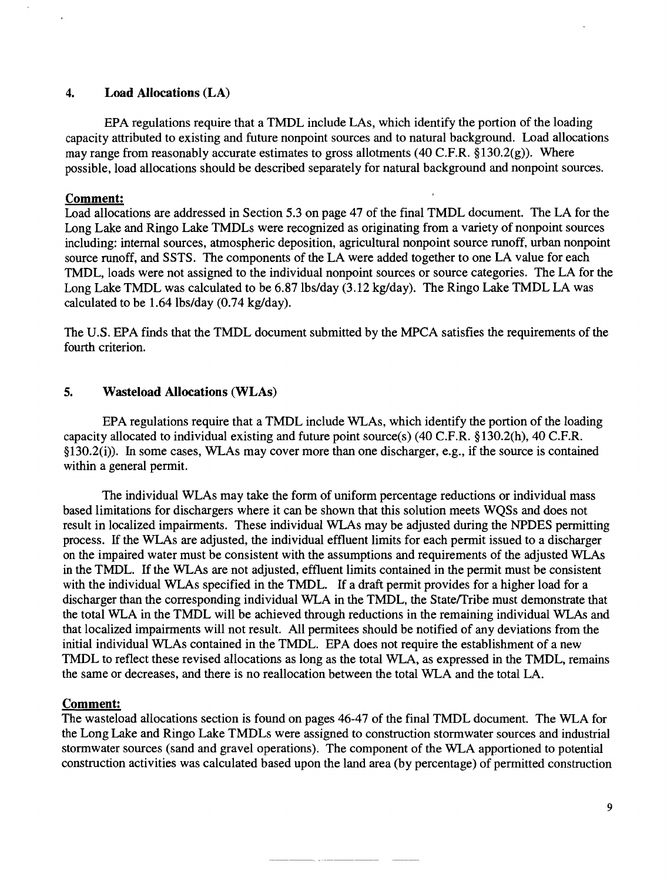## 4. Load Allocations (LA)

EPA regulations require that a TMDL include LAs, which identify the portion of the loading capacity attributed to existing and future nonpoint sources and to natural background. Load allocations may range from reasonably accurate estimates to gross allotments (40 C.F.R. §130.2(g)). Where possible, load allocations should be described separately for natural background and nonpoint sources.

**Comment:**
Load allocations are addressed in Section 5.3 on page 47 of the final TMDL document. The LA for the Long Lake and Ringo Lake TMDLs were recognized as originating from a variety of nonpoint sources including: internal sources, atmospheric deposition, agricultural nonpoint source runoff, urban nonpoint source runoff, and SSTS. The components of the LA were added together to one LA value for each TMDL, loads were not assigned to the individual nonpoint sources or source categories. The LA for the Long Lake TMDL was calculated to be 6.87 lbs/day (3.12 kg/day). The Ringo Lake TMDL LA was calculated to be 1.64 lbs/day (0.74 kg/day).

The U.S. EPA finds that the TMDL document submitted by the MPCA satisfies the requirements of the fourth criterion.

## 5. Wasteload Allocations (WLAs)

EPA regulations require that a TMDL include WLAs, which identify the portion of the loading capacity allocated to individual existing and future point source(s) (40 C.F.R. §130.2(h), 40 C.F.R. §130.2(i)). In some cases, WLAs may cover more than one discharger, e.g., if the source is contained within a general permit.

The individual WLAs may take the form of uniform percentage reductions or individual mass based limitations for dischargers where it can be shown that this solution meets WQSs and does not result in localized impairments. These individual WLAs may be adjusted during the NPDES permitting process. If the WLAs are adjusted, the individual effluent limits for each permit issued to a discharger on the impaired water must be consistent with the assumptions and requirements of the adjusted WLAs in the TMDL. If the WLAs are not adjusted, effluent limits contained in the permit must be consistent with the individual WLAs specified in the TMDL. If a draft permit provides for a higher load for a discharger than the corresponding individual WLA in the TMDL, the State/Tribe must demonstrate that the total WLA in the TMDL will be achieved through reductions in the remaining individual WLAs and that localized impairments will not result. All permitees should be notified of any deviations from the initial individual WLAs contained in the TMDL. EPA does not require the establishment of a new TMDL to reflect these revised allocations as long as the total WLA, as expressed in the TMDL, remains the same or decreases, and there is no reallocation between the total WLA and the total LA.

**Comment:**
The wasteload allocations section is found on pages 46-47 of the final TMDL document. The WLA for the Long Lake and Ringo Lake TMDLs were assigned to construction stormwater sources and industrial stormwater sources (sand and gravel operations). The component of the WLA apportioned to potential construction activities was calculated based upon the land area (by percentage) of permitted construction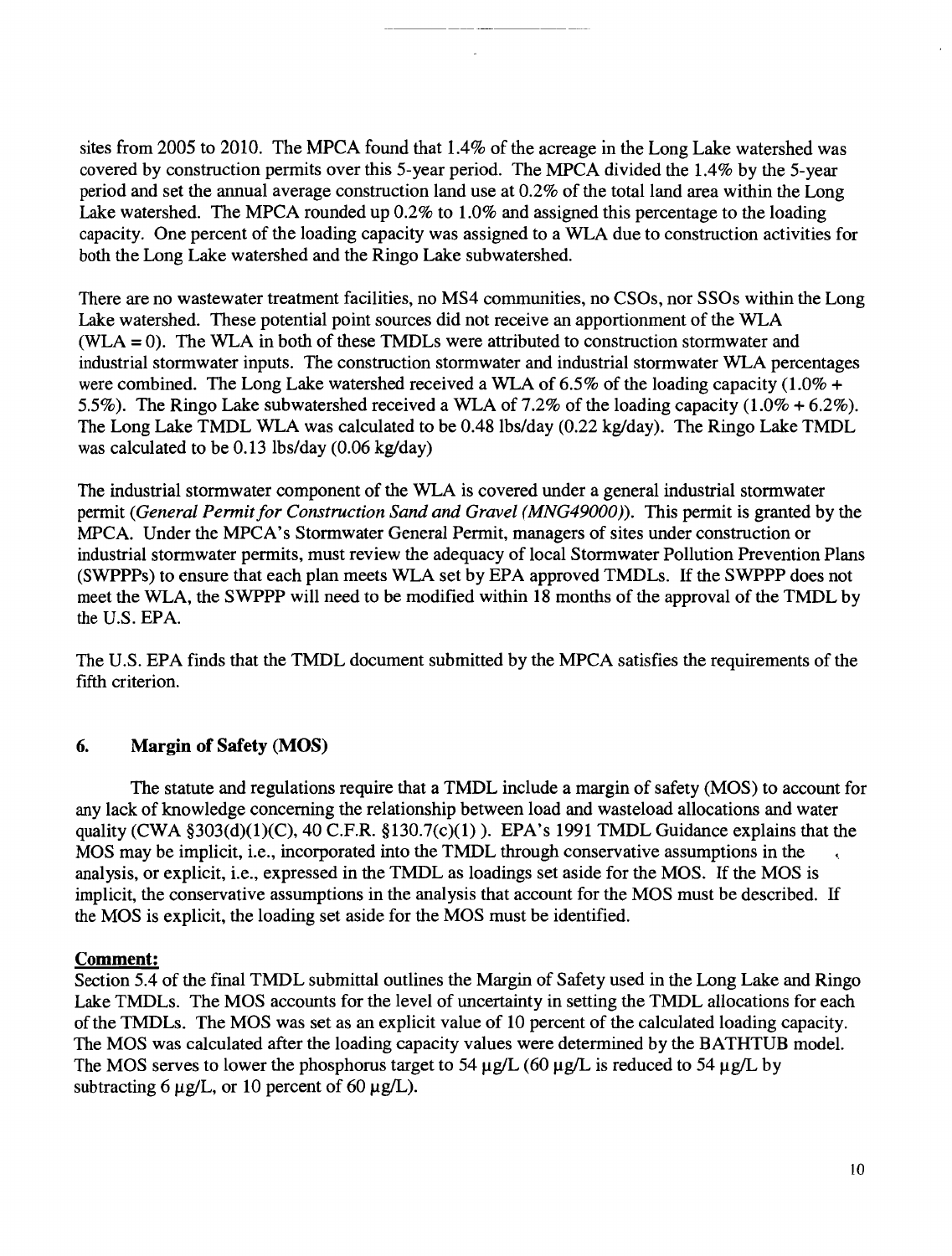sites from 2005 to 2010. The MPCA found that 1.4% of the acreage in the Long Lake watershed was covered by construction permits over this 5-year period. The MPCA divided the 1.4% by the 5-year period and set the annual average construction land use at 0.2% of the total land area within the Long Lake watershed. The MPCA rounded up 0.2% to 1.0% and assigned this percentage to the loading capacity. One percent of the loading capacity was assigned to a WLA due to construction activities for both the Long Lake watershed and the Ringo Lake subwatershed.

There are no wastewater treatment facilities, no MS4 communities, no CSOs, nor SSOs within the Long Lake watershed. These potential point sources did not receive an apportionment of the WLA (WLA = 0). The WLA in both of these TMDLs were attributed to construction stormwater and industrial stormwater inputs. The construction stormwater and industrial stormwater WLA percentages were combined. The Long Lake watershed received a WLA of 6.5% of the loading capacity (1.0% + 5.5%). The Ringo Lake subwatershed received a WLA of 7.2% of the loading capacity (1.0% + 6.2%). The Long Lake TMDL WLA was calculated to be 0.48 lbs/day (0.22 kg/day). The Ringo Lake TMDL was calculated to be 0.13 lbs/day (0.06 kg/day)

The industrial stormwater component of the WLA is covered under a general industrial stormwater permit (*General Permit for Construction Sand and Gravel (MNG49000)*). This permit is granted by the MPCA. Under the MPCA's Stormwater General Permit, managers of sites under construction or industrial stormwater permits, must review the adequacy of local Stormwater Pollution Prevention Plans (SWPPPs) to ensure that each plan meets WLA set by EPA approved TMDLs. If the SWPPP does not meet the WLA, the SWPPP will need to be modified within 18 months of the approval of the TMDL by the U.S. EPA.

The U.S. EPA finds that the TMDL document submitted by the MPCA satisfies the requirements of the fifth criterion.

## 6. Margin of Safety (MOS)

The statute and regulations require that a TMDL include a margin of safety (MOS) to account for any lack of knowledge concerning the relationship between load and wasteload allocations and water quality (CWA §303(d)(1)(C), 40 C.F.R. §130.7(c)(1) ). EPA's 1991 TMDL Guidance explains that the MOS may be implicit, i.e., incorporated into the TMDL through conservative assumptions in the analysis, or explicit, i.e., expressed in the TMDL as loadings set aside for the MOS. If the MOS is implicit, the conservative assumptions in the analysis that account for the MOS must be described. If the MOS is explicit, the loading set aside for the MOS must be identified.

**Comment:**

Section 5.4 of the final TMDL submittal outlines the Margin of Safety used in the Long Lake and Ringo Lake TMDLs. The MOS accounts for the level of uncertainty in setting the TMDL allocations for each of the TMDLs. The MOS was set as an explicit value of 10 percent of the calculated loading capacity. The MOS was calculated after the loading capacity values were determined by the BATHTUB model. The MOS serves to lower the phosphorus target to 54 µg/L (60 µg/L is reduced to 54 µg/L by subtracting 6 µg/L, or 10 percent of 60 µg/L).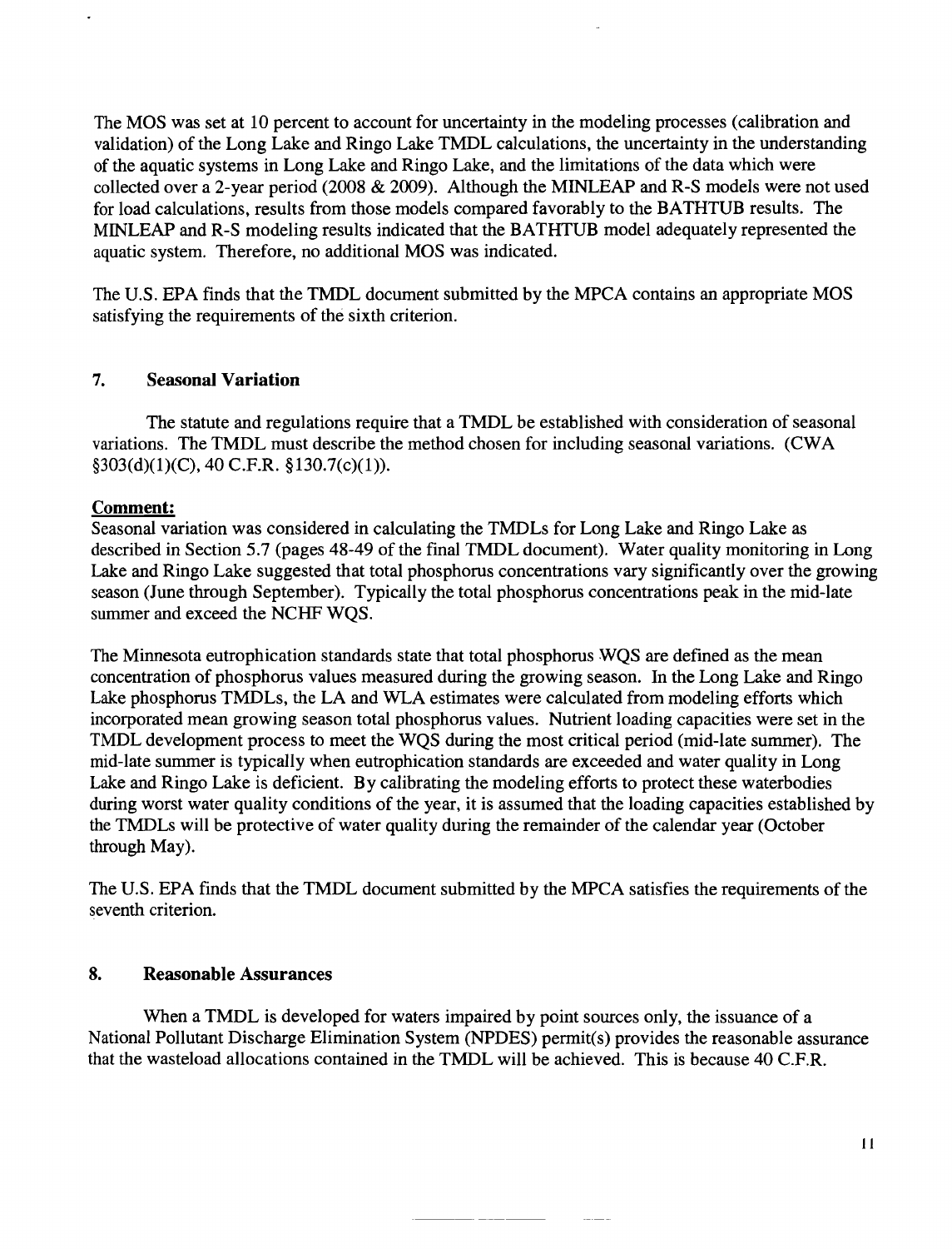The MOS was set at 10 percent to account for uncertainty in the modeling processes (calibration and validation) of the Long Lake and Ringo Lake TMDL calculations, the uncertainty in the understanding of the aquatic systems in Long Lake and Ringo Lake, and the limitations of the data which were collected over a 2-year period (2008 & 2009). Although the MINLEAP and R-S models were not used for load calculations, results from those models compared favorably to the BATHTUB results. The MINLEAP and R-S modeling results indicated that the BATHTUB model adequately represented the aquatic system. Therefore, no additional MOS was indicated.

The U.S. EPA finds that the TMDL document submitted by the MPCA contains an appropriate MOS satisfying the requirements of the sixth criterion.

## 7. Seasonal Variation

The statute and regulations require that a TMDL be established with consideration of seasonal variations. The TMDL must describe the method chosen for including seasonal variations. (CWA §303(d)(1)(C), 40 C.F.R. §130.7(c)(1)).

**Comment:**

Seasonal variation was considered in calculating the TMDLs for Long Lake and Ringo Lake as described in Section 5.7 (pages 48-49 of the final TMDL document). Water quality monitoring in Long Lake and Ringo Lake suggested that total phosphorus concentrations vary significantly over the growing season (June through September). Typically the total phosphorus concentrations peak in the mid-late summer and exceed the NCHF WQS.

The Minnesota eutrophication standards state that total phosphorus WQS are defined as the mean concentration of phosphorus values measured during the growing season. In the Long Lake and Ringo Lake phosphorus TMDLs, the LA and WLA estimates were calculated from modeling efforts which incorporated mean growing season total phosphorus values. Nutrient loading capacities were set in the TMDL development process to meet the WQS during the most critical period (mid-late summer). The mid-late summer is typically when eutrophication standards are exceeded and water quality in Long Lake and Ringo Lake is deficient. By calibrating the modeling efforts to protect these waterbodies during worst water quality conditions of the year, it is assumed that the loading capacities established by the TMDLs will be protective of water quality during the remainder of the calendar year (October through May).

The U.S. EPA finds that the TMDL document submitted by the MPCA satisfies the requirements of the seventh criterion.

## 8. Reasonable Assurances

When a TMDL is developed for waters impaired by point sources only, the issuance of a National Pollutant Discharge Elimination System (NPDES) permit(s) provides the reasonable assurance that the wasteload allocations contained in the TMDL will be achieved. This is because 40 C.F.R.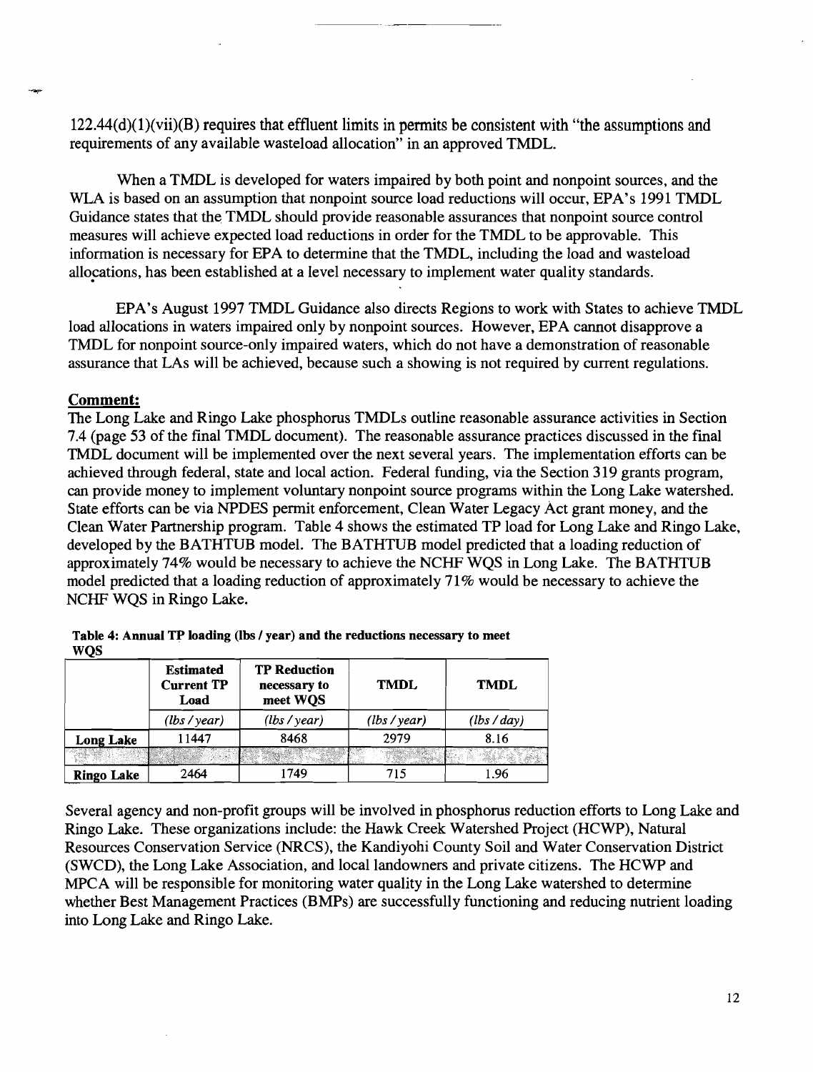122.44(d)(1)(vii)(B) requires that effluent limits in permits be consistent with "the assumptions and requirements of any available wasteload allocation" in an approved TMDL.

When a TMDL is developed for waters impaired by both point and nonpoint sources, and the WLA is based on an assumption that nonpoint source load reductions will occur, EPA's 1991 TMDL Guidance states that the TMDL should provide reasonable assurances that nonpoint source control measures will achieve expected load reductions in order for the TMDL to be approvable. This information is necessary for EPA to determine that the TMDL, including the load and wasteload allocations, has been established at a level necessary to implement water quality standards.

EPA's August 1997 TMDL Guidance also directs Regions to work with States to achieve TMDL load allocations in waters impaired only by nonpoint sources. However, EPA cannot disapprove a TMDL for nonpoint source-only impaired waters, which do not have a demonstration of reasonable assurance that LAs will be achieved, because such a showing is not required by current regulations.

**Comment:**

The Long Lake and Ringo Lake phosphorus TMDLs outline reasonable assurance activities in Section 7.4 (page 53 of the final TMDL document). The reasonable assurance practices discussed in the final TMDL document will be implemented over the next several years. The implementation efforts can be achieved through federal, state and local action. Federal funding, via the Section 319 grants program, can provide money to implement voluntary nonpoint source programs within the Long Lake watershed. State efforts can be via NPDES permit enforcement, Clean Water Legacy Act grant money, and the Clean Water Partnership program. Table 4 shows the estimated TP load for Long Lake and Ringo Lake, developed by the BATHTUB model. The BATHTUB model predicted that a loading reduction of approximately 74% would be necessary to achieve the NCHF WQS in Long Lake. The BATHTUB model predicted that a loading reduction of approximately 71% would be necessary to achieve the NCHF WQS in Ringo Lake.

**Table 4: Annual TP loading (lbs / year) and the reductions necessary to meet WQS**

| | Estimated Current TP Load | TP Reduction necessary to meet WQS | TMDL | TMDL |
|---|---|---|---|---|
| | *(lbs / year)* | *(lbs / year)* | *(lbs / year)* | *(lbs / day)* |
| **Long Lake** | 11447 | 8468 | 2979 | 8.16 |
| | | | | |
| **Ringo Lake** | 2464 | 1749 | 715 | 1.96 |

Several agency and non-profit groups will be involved in phosphorus reduction efforts to Long Lake and Ringo Lake. These organizations include: the Hawk Creek Watershed Project (HCWP), Natural Resources Conservation Service (NRCS), the Kandiyohi County Soil and Water Conservation District (SWCD), the Long Lake Association, and local landowners and private citizens. The HCWP and MPCA will be responsible for monitoring water quality in the Long Lake watershed to determine whether Best Management Practices (BMPs) are successfully functioning and reducing nutrient loading into Long Lake and Ringo Lake.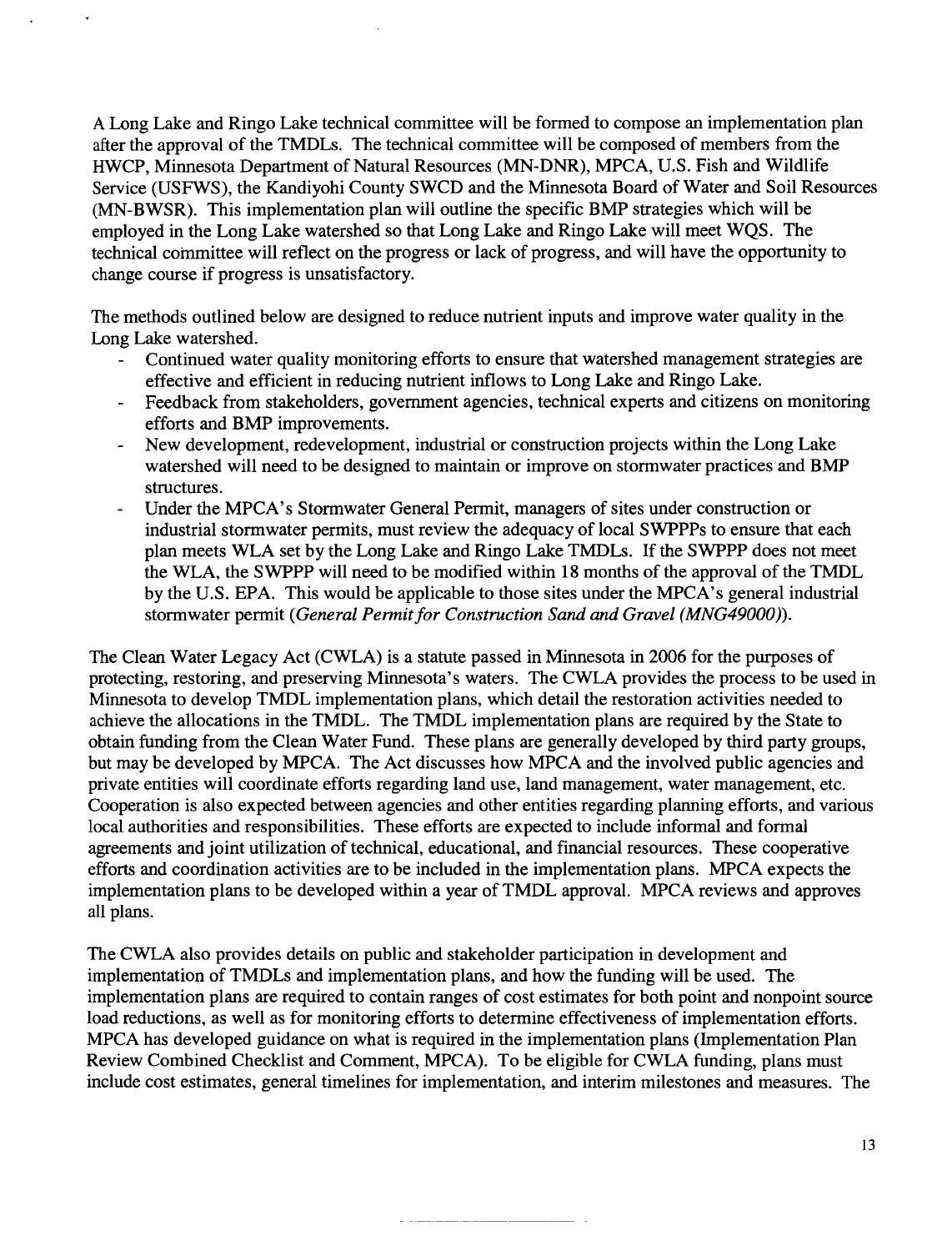A Long Lake and Ringo Lake technical committee will be formed to compose an implementation plan after the approval of the TMDLs. The technical committee will be composed of members from the HWCP, Minnesota Department of Natural Resources (MN-DNR), MPCA, U.S. Fish and Wildlife Service (USFWS), the Kandiyohi County SWCD and the Minnesota Board of Water and Soil Resources (MN-BWSR). This implementation plan will outline the specific BMP strategies which will be employed in the Long Lake watershed so that Long Lake and Ringo Lake will meet WQS. The technical committee will reflect on the progress or lack of progress, and will have the opportunity to change course if progress is unsatisfactory.

The methods outlined below are designed to reduce nutrient inputs and improve water quality in the Long Lake watershed.

- Continued water quality monitoring efforts to ensure that watershed management strategies are effective and efficient in reducing nutrient inflows to Long Lake and Ringo Lake.
- Feedback from stakeholders, government agencies, technical experts and citizens on monitoring efforts and BMP improvements.
- New development, redevelopment, industrial or construction projects within the Long Lake watershed will need to be designed to maintain or improve on stormwater practices and BMP structures.
- Under the MPCA's Stormwater General Permit, managers of sites under construction or industrial stormwater permits, must review the adequacy of local SWPPPs to ensure that each plan meets WLA set by the Long Lake and Ringo Lake TMDLs. If the SWPPP does not meet the WLA, the SWPPP will need to be modified within 18 months of the approval of the TMDL by the U.S. EPA. This would be applicable to those sites under the MPCA's general industrial stormwater permit (*General Permit for Construction Sand and Gravel (MNG49000)*).

The Clean Water Legacy Act (CWLA) is a statute passed in Minnesota in 2006 for the purposes of protecting, restoring, and preserving Minnesota's waters. The CWLA provides the process to be used in Minnesota to develop TMDL implementation plans, which detail the restoration activities needed to achieve the allocations in the TMDL. The TMDL implementation plans are required by the State to obtain funding from the Clean Water Fund. These plans are generally developed by third party groups, but may be developed by MPCA. The Act discusses how MPCA and the involved public agencies and private entities will coordinate efforts regarding land use, land management, water management, etc. Cooperation is also expected between agencies and other entities regarding planning efforts, and various local authorities and responsibilities. These efforts are expected to include informal and formal agreements and joint utilization of technical, educational, and financial resources. These cooperative efforts and coordination activities are to be included in the implementation plans. MPCA expects the implementation plans to be developed within a year of TMDL approval. MPCA reviews and approves all plans.

The CWLA also provides details on public and stakeholder participation in development and implementation of TMDLs and implementation plans, and how the funding will be used. The implementation plans are required to contain ranges of cost estimates for both point and nonpoint source load reductions, as well as for monitoring efforts to determine effectiveness of implementation efforts. MPCA has developed guidance on what is required in the implementation plans (Implementation Plan Review Combined Checklist and Comment, MPCA). To be eligible for CWLA funding, plans must include cost estimates, general timelines for implementation, and interim milestones and measures. The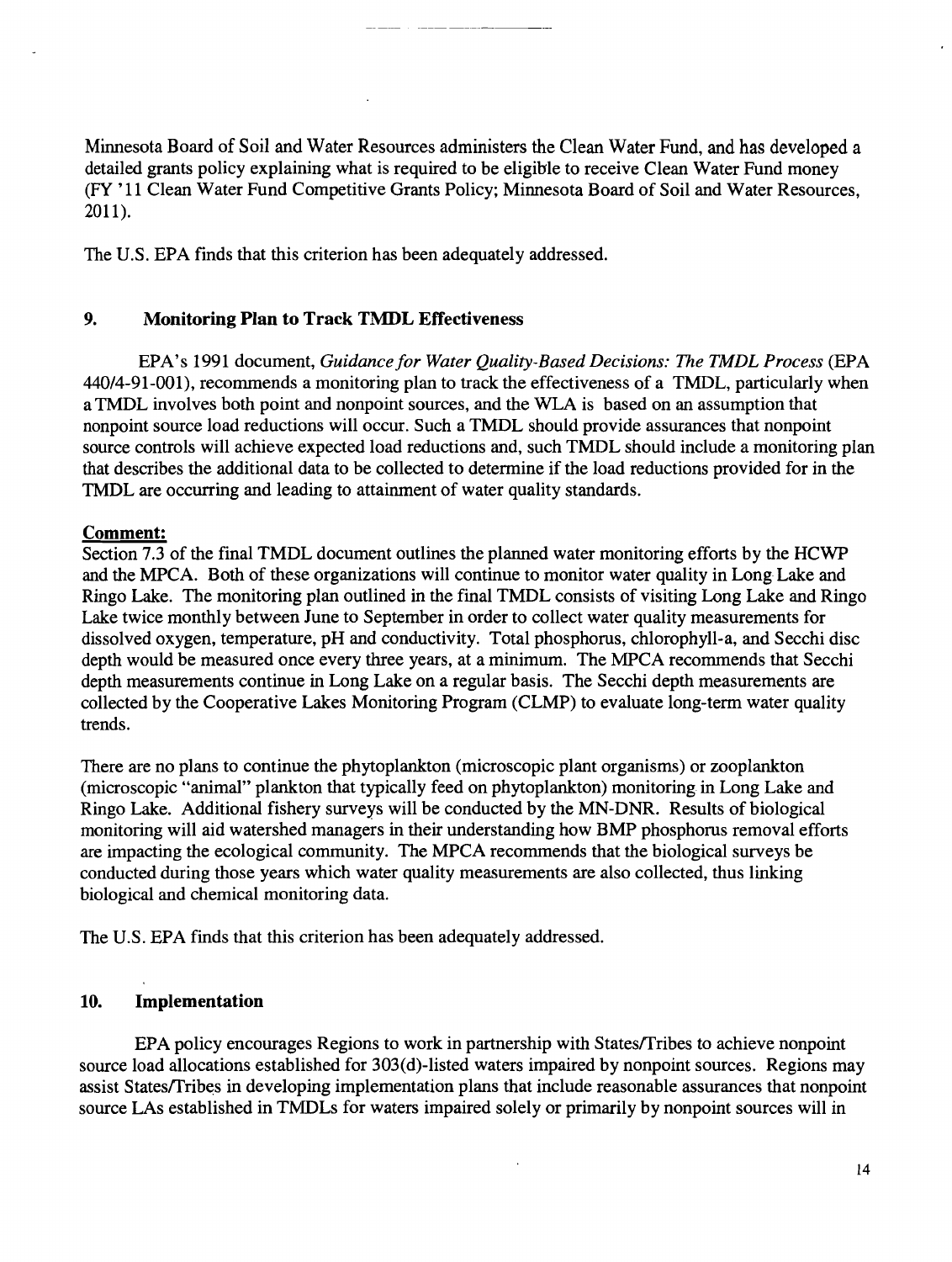Minnesota Board of Soil and Water Resources administers the Clean Water Fund, and has developed a detailed grants policy explaining what is required to be eligible to receive Clean Water Fund money (FY '11 Clean Water Fund Competitive Grants Policy; Minnesota Board of Soil and Water Resources, 2011).

The U.S. EPA finds that this criterion has been adequately addressed.

## 9. Monitoring Plan to Track TMDL Effectiveness

EPA's 1991 document, *Guidance for Water Quality-Based Decisions: The TMDL Process* (EPA 440/4-91-001), recommends a monitoring plan to track the effectiveness of a TMDL, particularly when a TMDL involves both point and nonpoint sources, and the WLA is based on an assumption that nonpoint source load reductions will occur. Such a TMDL should provide assurances that nonpoint source controls will achieve expected load reductions and, such TMDL should include a monitoring plan that describes the additional data to be collected to determine if the load reductions provided for in the TMDL are occurring and leading to attainment of water quality standards.

**Comment:**

Section 7.3 of the final TMDL document outlines the planned water monitoring efforts by the HCWP and the MPCA. Both of these organizations will continue to monitor water quality in Long Lake and Ringo Lake. The monitoring plan outlined in the final TMDL consists of visiting Long Lake and Ringo Lake twice monthly between June to September in order to collect water quality measurements for dissolved oxygen, temperature, pH and conductivity. Total phosphorus, chlorophyll-a, and Secchi disc depth would be measured once every three years, at a minimum. The MPCA recommends that Secchi depth measurements continue in Long Lake on a regular basis. The Secchi depth measurements are collected by the Cooperative Lakes Monitoring Program (CLMP) to evaluate long-term water quality trends.

There are no plans to continue the phytoplankton (microscopic plant organisms) or zooplankton (microscopic "animal" plankton that typically feed on phytoplankton) monitoring in Long Lake and Ringo Lake. Additional fishery surveys will be conducted by the MN-DNR. Results of biological monitoring will aid watershed managers in their understanding how BMP phosphorus removal efforts are impacting the ecological community. The MPCA recommends that the biological surveys be conducted during those years which water quality measurements are also collected, thus linking biological and chemical monitoring data.

The U.S. EPA finds that this criterion has been adequately addressed.

## 10. Implementation

EPA policy encourages Regions to work in partnership with States/Tribes to achieve nonpoint source load allocations established for 303(d)-listed waters impaired by nonpoint sources. Regions may assist States/Tribes in developing implementation plans that include reasonable assurances that nonpoint source LAs established in TMDLs for waters impaired solely or primarily by nonpoint sources will in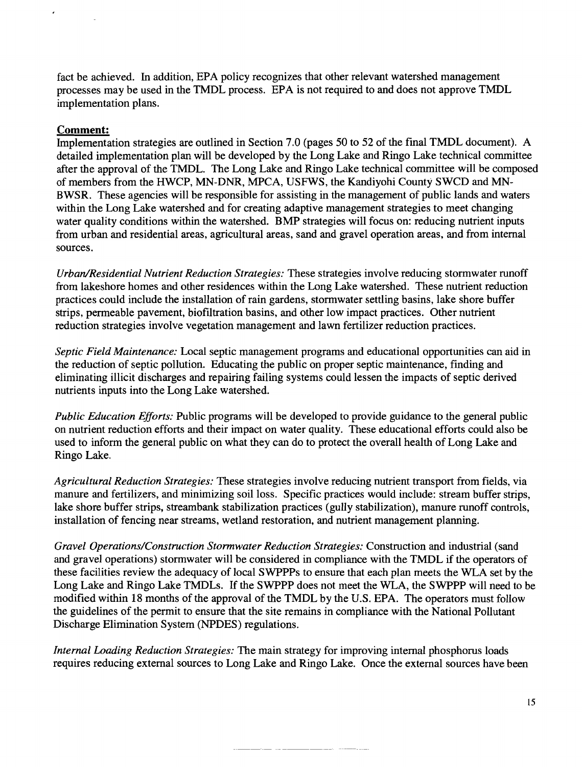fact be achieved. In addition, EPA policy recognizes that other relevant watershed management processes may be used in the TMDL process. EPA is not required to and does not approve TMDL implementation plans.

**Comment:**

Implementation strategies are outlined in Section 7.0 (pages 50 to 52 of the final TMDL document). A detailed implementation plan will be developed by the Long Lake and Ringo Lake technical committee after the approval of the TMDL. The Long Lake and Ringo Lake technical committee will be composed of members from the HWCP, MN-DNR, MPCA, USFWS, the Kandiyohi County SWCD and MN-BWSR. These agencies will be responsible for assisting in the management of public lands and waters within the Long Lake watershed and for creating adaptive management strategies to meet changing water quality conditions within the watershed. BMP strategies will focus on: reducing nutrient inputs from urban and residential areas, agricultural areas, sand and gravel operation areas, and from internal sources.

*Urban/Residential Nutrient Reduction Strategies:* These strategies involve reducing stormwater runoff from lakeshore homes and other residences within the Long Lake watershed. These nutrient reduction practices could include the installation of rain gardens, stormwater settling basins, lake shore buffer strips, permeable pavement, biofiltration basins, and other low impact practices. Other nutrient reduction strategies involve vegetation management and lawn fertilizer reduction practices.

*Septic Field Maintenance:* Local septic management programs and educational opportunities can aid in the reduction of septic pollution. Educating the public on proper septic maintenance, finding and eliminating illicit discharges and repairing failing systems could lessen the impacts of septic derived nutrients inputs into the Long Lake watershed.

*Public Education Efforts:* Public programs will be developed to provide guidance to the general public on nutrient reduction efforts and their impact on water quality. These educational efforts could also be used to inform the general public on what they can do to protect the overall health of Long Lake and Ringo Lake.

*Agricultural Reduction Strategies:* These strategies involve reducing nutrient transport from fields, via manure and fertilizers, and minimizing soil loss. Specific practices would include: stream buffer strips, lake shore buffer strips, streambank stabilization practices (gully stabilization), manure runoff controls, installation of fencing near streams, wetland restoration, and nutrient management planning.

*Gravel Operations/Construction Stormwater Reduction Strategies:* Construction and industrial (sand and gravel operations) stormwater will be considered in compliance with the TMDL if the operators of these facilities review the adequacy of local SWPPPs to ensure that each plan meets the WLA set by the Long Lake and Ringo Lake TMDLs. If the SWPPP does not meet the WLA, the SWPPP will need to be modified within 18 months of the approval of the TMDL by the U.S. EPA. The operators must follow the guidelines of the permit to ensure that the site remains in compliance with the National Pollutant Discharge Elimination System (NPDES) regulations.

*Internal Loading Reduction Strategies:* The main strategy for improving internal phosphorus loads requires reducing external sources to Long Lake and Ringo Lake. Once the external sources have been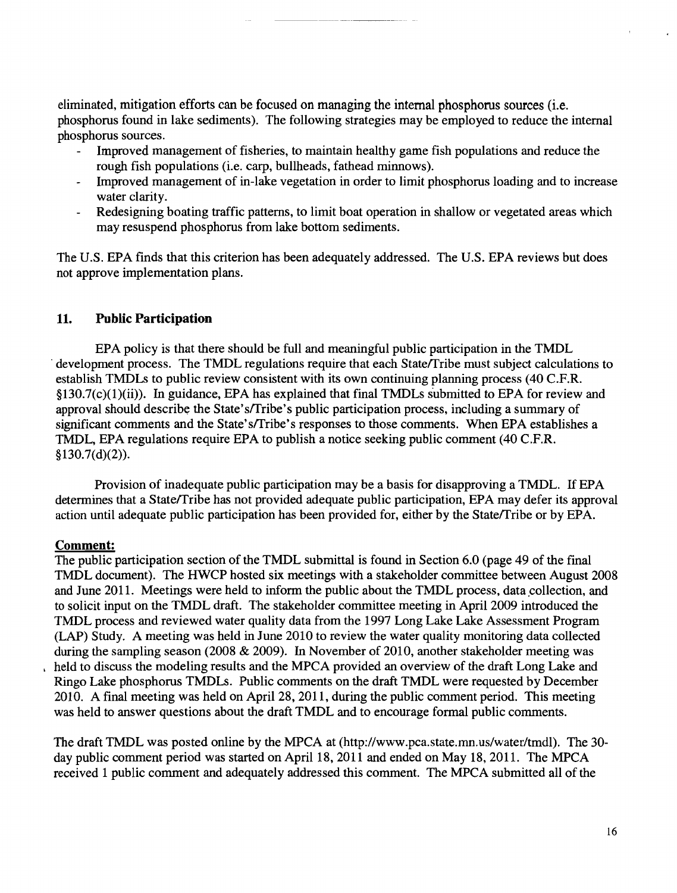eliminated, mitigation efforts can be focused on managing the internal phosphorus sources (i.e. phosphorus found in lake sediments). The following strategies may be employed to reduce the internal phosphorus sources.

- Improved management of fisheries, to maintain healthy game fish populations and reduce the rough fish populations (i.e. carp, bullheads, fathead minnows).
- Improved management of in-lake vegetation in order to limit phosphorus loading and to increase water clarity.
- Redesigning boating traffic patterns, to limit boat operation in shallow or vegetated areas which may resuspend phosphorus from lake bottom sediments.

The U.S. EPA finds that this criterion has been adequately addressed. The U.S. EPA reviews but does not approve implementation plans.

## 11. Public Participation

EPA policy is that there should be full and meaningful public participation in the TMDL development process. The TMDL regulations require that each State/Tribe must subject calculations to establish TMDLs to public review consistent with its own continuing planning process (40 C.F.R. §130.7(c)(1)(ii)). In guidance, EPA has explained that final TMDLs submitted to EPA for review and approval should describe the State's/Tribe's public participation process, including a summary of significant comments and the State's/Tribe's responses to those comments. When EPA establishes a TMDL, EPA regulations require EPA to publish a notice seeking public comment (40 C.F.R. §130.7(d)(2)).

Provision of inadequate public participation may be a basis for disapproving a TMDL. If EPA determines that a State/Tribe has not provided adequate public participation, EPA may defer its approval action until adequate public participation has been provided for, either by the State/Tribe or by EPA.

**Comment:**

The public participation section of the TMDL submittal is found in Section 6.0 (page 49 of the final TMDL document). The HWCP hosted six meetings with a stakeholder committee between August 2008 and June 2011. Meetings were held to inform the public about the TMDL process, data collection, and to solicit input on the TMDL draft. The stakeholder committee meeting in April 2009 introduced the TMDL process and reviewed water quality data from the 1997 Long Lake Lake Assessment Program (LAP) Study. A meeting was held in June 2010 to review the water quality monitoring data collected during the sampling season (2008 & 2009). In November of 2010, another stakeholder meeting was held to discuss the modeling results and the MPCA provided an overview of the draft Long Lake and Ringo Lake phosphorus TMDLs. Public comments on the draft TMDL were requested by December 2010. A final meeting was held on April 28, 2011, during the public comment period. This meeting was held to answer questions about the draft TMDL and to encourage formal public comments.

The draft TMDL was posted online by the MPCA at (http://www.pca.state.mn.us/water/tmdl). The 30-day public comment period was started on April 18, 2011 and ended on May 18, 2011. The MPCA received 1 public comment and adequately addressed this comment. The MPCA submitted all of the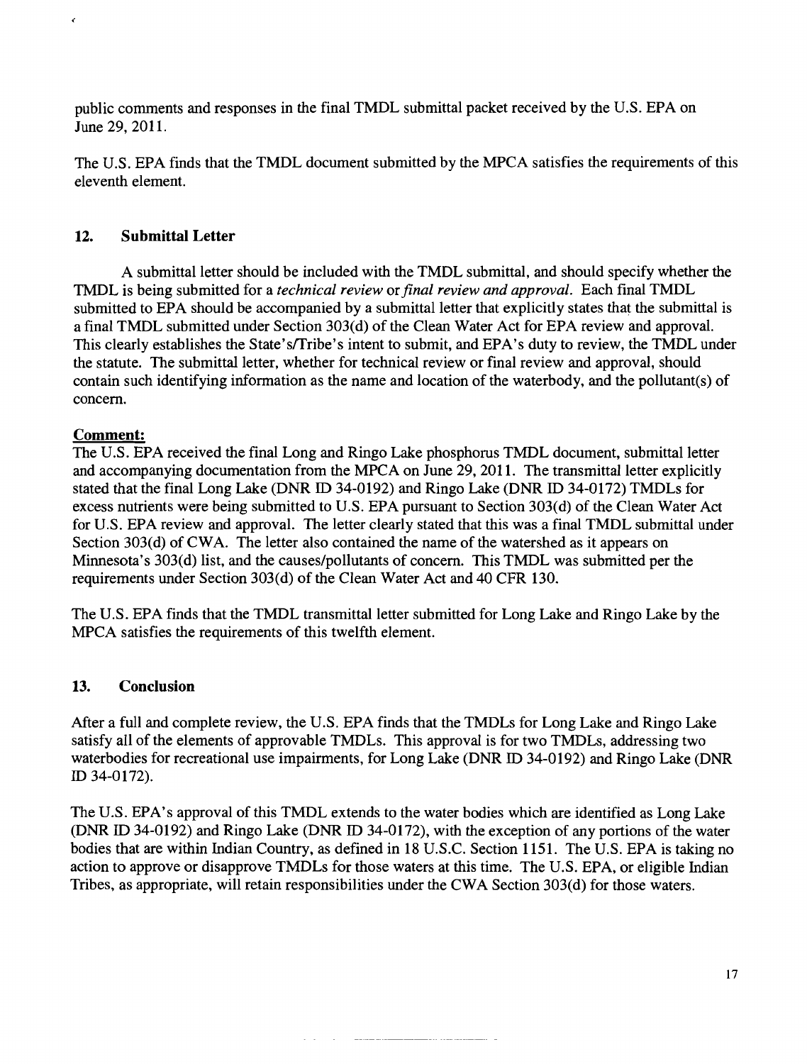public comments and responses in the final TMDL submittal packet received by the U.S. EPA on June 29, 2011.

The U.S. EPA finds that the TMDL document submitted by the MPCA satisfies the requirements of this eleventh element.

## 12. Submittal Letter

A submittal letter should be included with the TMDL submittal, and should specify whether the TMDL is being submitted for a *technical review* or *final review and approval*. Each final TMDL submitted to EPA should be accompanied by a submittal letter that explicitly states that the submittal is a final TMDL submitted under Section 303(d) of the Clean Water Act for EPA review and approval. This clearly establishes the State's/Tribe's intent to submit, and EPA's duty to review, the TMDL under the statute. The submittal letter, whether for technical review or final review and approval, should contain such identifying information as the name and location of the waterbody, and the pollutant(s) of concern.

**Comment:**

The U.S. EPA received the final Long and Ringo Lake phosphorus TMDL document, submittal letter and accompanying documentation from the MPCA on June 29, 2011. The transmittal letter explicitly stated that the final Long Lake (DNR ID 34-0192) and Ringo Lake (DNR ID 34-0172) TMDLs for excess nutrients were being submitted to U.S. EPA pursuant to Section 303(d) of the Clean Water Act for U.S. EPA review and approval. The letter clearly stated that this was a final TMDL submittal under Section 303(d) of CWA. The letter also contained the name of the watershed as it appears on Minnesota's 303(d) list, and the causes/pollutants of concern. This TMDL was submitted per the requirements under Section 303(d) of the Clean Water Act and 40 CFR 130.

The U.S. EPA finds that the TMDL transmittal letter submitted for Long Lake and Ringo Lake by the MPCA satisfies the requirements of this twelfth element.

## 13. Conclusion

After a full and complete review, the U.S. EPA finds that the TMDLs for Long Lake and Ringo Lake satisfy all of the elements of approvable TMDLs. This approval is for two TMDLs, addressing two waterbodies for recreational use impairments, for Long Lake (DNR ID 34-0192) and Ringo Lake (DNR ID 34-0172).

The U.S. EPA's approval of this TMDL extends to the water bodies which are identified as Long Lake (DNR ID 34-0192) and Ringo Lake (DNR ID 34-0172), with the exception of any portions of the water bodies that are within Indian Country, as defined in 18 U.S.C. Section 1151. The U.S. EPA is taking no action to approve or disapprove TMDLs for those waters at this time. The U.S. EPA, or eligible Indian Tribes, as appropriate, will retain responsibilities under the CWA Section 303(d) for those waters.